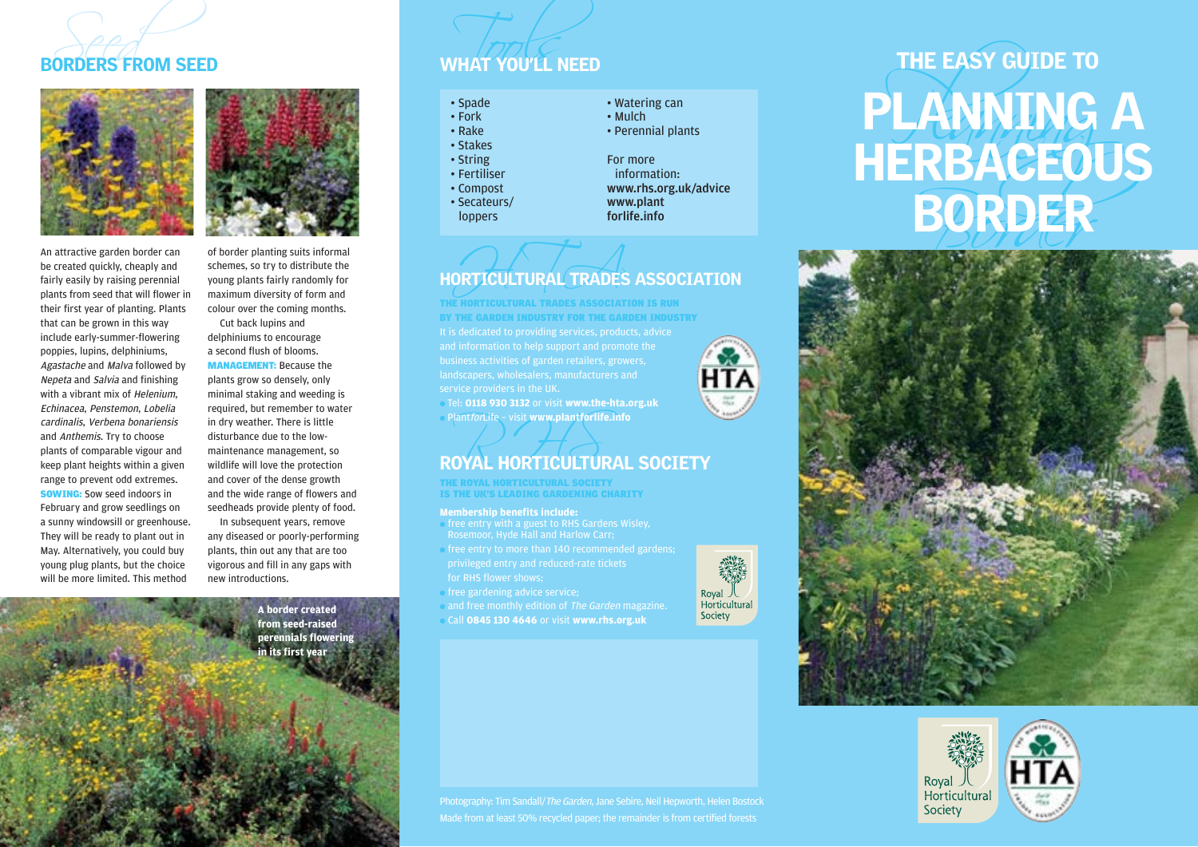## BORDERS FROM SEED

An attractive garden border can be created quickly, cheaply and fairly easily by raising perennial plants from seed that will flower in their first year of planting. Plants that can be grown in this way include early-summer-flowering poppies, lupins, delphiniums, *Agastache* and *Malva* followed by *Nepeta* and *Salvia* and finishing with a vibrant mix of *Helenium, Echinacea, Penstemon, Lobelia cardinalis, Verbena bonariensis* and *Anthemis*. Try to choose plants of comparable vigour and keep plant heights within a given range to prevent odd extremes.

**SOWING:** Sow seed indoors in February and grow seedlings on a sunny windowsill or greenhouse. They will be ready to plant out in May. Alternatively, you could buy young plug plants, but the choice will be more limited. This method of border planting suits informal schemes, so try to distribute the young plants fairly randomly for maximum diversity of form and colour over the coming months.

Cut back lupins and delphiniums to encourage a second flush of blooms.

**MANAGEMENT:** Because the plants grow so densely, only minimal staking and weeding is required, but remember to water in dry weather. There is little disturbance due to the low-maintenance management, so wildlife will love the protection and cover of the dense growth and the wide range of flowers and seedheads provide plenty of food.

In subsequent years, remove any diseased or poorly-performing plants, thin out any that are too vigorous and fill in any gaps with new introductions.

**A border created from seed-raised perennials flowering in its first year**

## WHAT YOU'LL NEED

- Spade
- Fork
- Rake
- Stakes
- String
- Fertiliser
- Compost
- Secateurs/ loppers
- Watering can
- Mulch
- Perennial plants

For more information:
**www.rhs.org.uk/advice**
**www.plantforlife.info**

## HORTICULTURAL TRADES ASSOCIATION

**THE HORTICULTURAL TRADES ASSOCIATION IS RUN BY THE GARDEN INDUSTRY FOR THE GARDEN INDUSTRY**

It is dedicated to providing services, products, advice and information to help support and promote the business activities of garden retailers, growers, landscapers, wholesalers, manufacturers and service providers in the UK.

- Tel: **0118 930 3132** or visit **www.the-hta.org.uk**
- Plant*for*Life – visit **www.plantforlife.info**

## ROYAL HORTICULTURAL SOCIETY

**THE ROYAL HORTICULTURAL SOCIETY IS THE UK'S LEADING GARDENING CHARITY**

**Membership benefits include:**

- free entry with a guest to RHS Gardens Wisley, Rosemoor, Hyde Hall and Harlow Carr;
- free entry to more than 140 recommended gardens; privileged entry and reduced-rate tickets for RHS flower shows;
- free gardening advice service;
- and free monthly edition of *The Garden* magazine.
- Call **0845 130 4646** or visit **www.rhs.org.uk**

Photography: Tim Sandall/*The Garden*, Jane Sebire, Neil Hepworth, Helen Bostock
Made from at least 50% recycled paper; the remainder is from certified forests

# THE EASY GUIDE TO PLANNING A HERBACEOUS BORDER

Royal Horticultural Society
HTA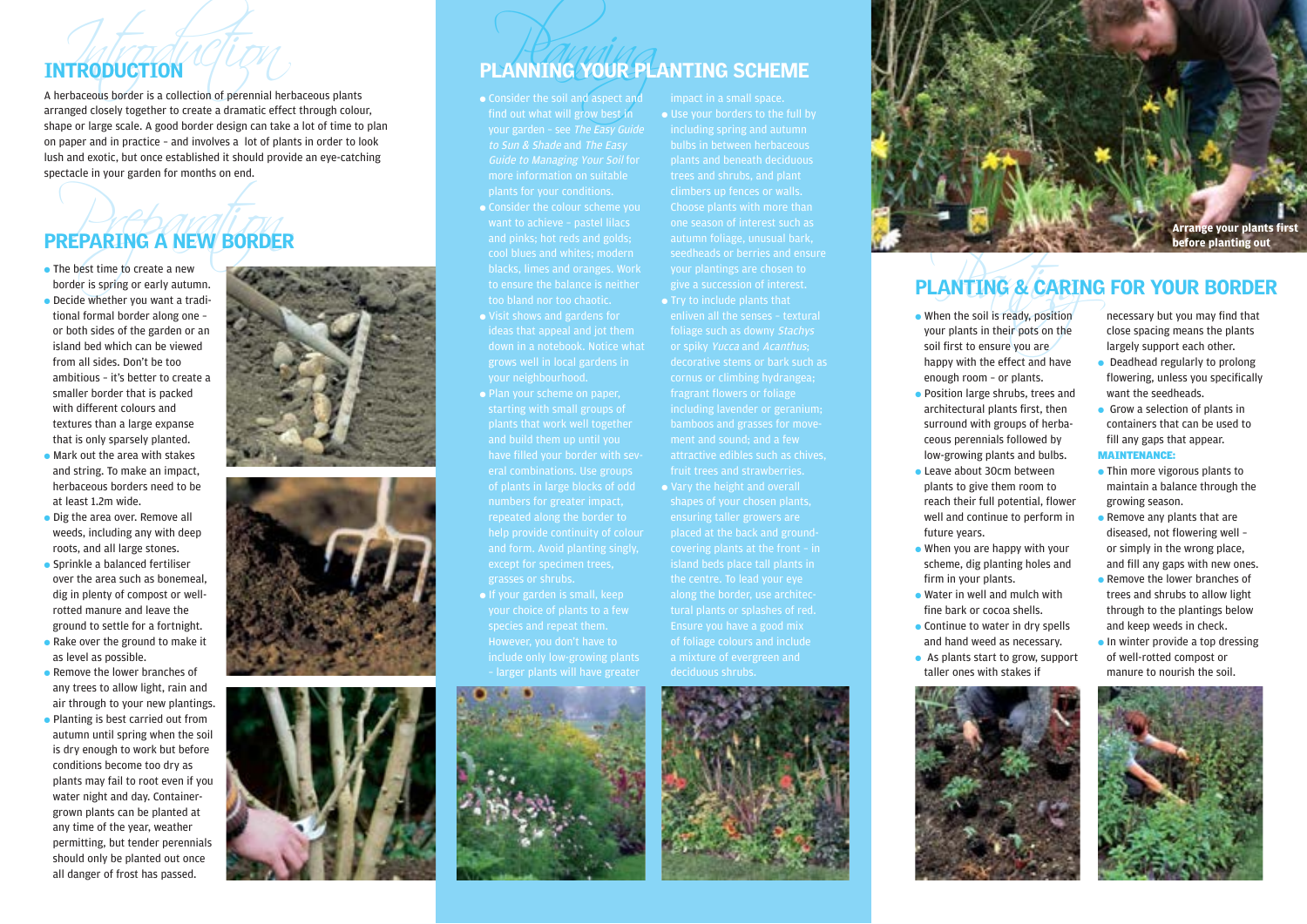## INTRODUCTION

A herbaceous border is a collection of perennial herbaceous plants arranged closely together to create a dramatic effect through colour, shape or large scale. A good border design can take a lot of time to plan on paper and in practice - and involves a lot of plants in order to look lush and exotic, but once established it should provide an eye-catching spectacle in your garden for months on end.

## PREPARING A NEW BORDER

- The best time to create a new border is spring or early autumn.
- Decide whether you want a traditional formal border along one - or both sides of the garden or an island bed which can be viewed from all sides. Don't be too ambitious - it's better to create a smaller border that is packed with different colours and textures than a large expanse that is only sparsely planted.
- Mark out the area with stakes and string. To make an impact, herbaceous borders need to be at least 1.2m wide.
- Dig the area over. Remove all weeds, including any with deep roots, and all large stones.
- Sprinkle a balanced fertiliser over the area such as bonemeal, dig in plenty of compost or well-rotted manure and leave the ground to settle for a fortnight.
- Rake over the ground to make it as level as possible.
- Remove the lower branches of any trees to allow light, rain and air through to your new plantings.
- Planting is best carried out from autumn until spring when the soil is dry enough to work but before conditions become too dry as plants may fail to root even if you water night and day. Container-grown plants can be planted at any time of the year, weather permitting, but tender perennials should only be planted out once all danger of frost has passed.

## PLANNING YOUR PLANTING SCHEME

- Consider the soil and aspect and find out what will grow best in your garden - see *The Easy Guide to Sun & Shade* and *The Easy Guide to Managing Your Soil* for more information on suitable plants for your conditions.
- Consider the colour scheme you want to achieve - pastel lilacs and pinks; hot reds and golds; cool blues and whites; modern blacks, limes and oranges. Work to ensure the balance is neither too bland nor too chaotic.
- Visit shows and gardens for ideas that appeal and jot them down in a notebook. Notice what grows well in local gardens in your neighbourhood.
- Plan your scheme on paper, starting with small groups of plants that work well together and build them up until you have filled your border with several combinations. Use groups of plants in large blocks of odd numbers for greater impact, repeated along the border to help provide continuity of colour and form. Avoid planting singly, except for specimen trees, grasses or shrubs.
- If your garden is small, keep your choice of plants to a few species and repeat them. However, you don't have to include only low-growing plants - larger plants will have greater impact in a small space.
- Use your borders to the full by including spring and autumn bulbs in between herbaceous plants and beneath deciduous trees and shrubs, and plant climbers up fences or walls. Choose plants with more than one season of interest such as autumn foliage, unusual bark, seedheads or berries and ensure your plantings are chosen to give a succession of interest.
- Try to include plants that enliven all the senses - textural foliage such as downy *Stachys* or spiky *Yucca* and *Acanthus*; decorative stems or bark such as cornus or climbing hydrangea; fragrant flowers or foliage including lavender or geranium; bamboos and grasses for movement and sound; and a few attractive edibles such as chives, fruit trees and strawberries.
- Vary the height and overall shapes of your chosen plants, ensuring taller growers are placed at the back and ground-covering plants at the front - in island beds place tall plants in the centre. To lead your eye along the border, use architectural plants or splashes of red. Ensure you have a good mix of foliage colours and include a mixture of evergreen and deciduous shrubs.

Arrange your plants first before planting out

## PLANTING & CARING FOR YOUR BORDER

- When the soil is ready, position your plants in their pots on the soil first to ensure you are happy with the effect and have enough room - or plants.
- Position large shrubs, trees and architectural plants first, then surround with groups of herbaceous perennials followed by low-growing plants and bulbs.
- Leave about 30cm between plants to give them room to reach their full potential, flower well and continue to perform in future years.
- When you are happy with your scheme, dig planting holes and firm in your plants.
- Water in well and mulch with fine bark or cocoa shells.
- Continue to water in dry spells and hand weed as necessary.
- As plants start to grow, support taller ones with stakes if necessary but you may find that close spacing means the plants largely support each other.
- Deadhead regularly to prolong flowering, unless you specifically want the seedheads.
- Grow a selection of plants in containers that can be used to fill any gaps that appear.

**MAINTENANCE:**

- Thin more vigorous plants to maintain a balance through the growing season.
- Remove any plants that are diseased, not flowering well - or simply in the wrong place, and fill any gaps with new ones.
- Remove the lower branches of trees and shrubs to allow light through to the plantings below and keep weeds in check.
- In winter provide a top dressing of well-rotted compost or manure to nourish the soil.